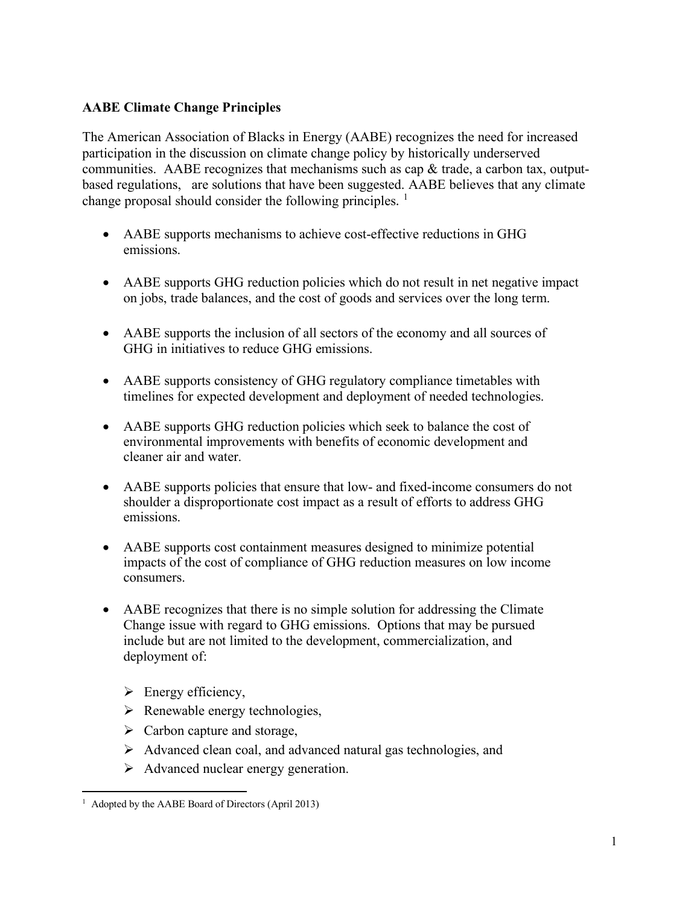**AABE Climate Change Principles**

The American Association of Blacks in Energy (AABE) recognizes the need for increased participation in the discussion on climate change policy by historically underserved communities. AABE recognizes that mechanisms such as cap & trade, a carbon tax, output-based regulations, are solutions that have been suggested. AABE believes that any climate change proposal should consider the following principles. [1]

- AABE supports mechanisms to achieve cost-effective reductions in GHG emissions.
- AABE supports GHG reduction policies which do not result in net negative impact on jobs, trade balances, and the cost of goods and services over the long term.
- AABE supports the inclusion of all sectors of the economy and all sources of GHG in initiatives to reduce GHG emissions.
- AABE supports consistency of GHG regulatory compliance timetables with timelines for expected development and deployment of needed technologies.
- AABE supports GHG reduction policies which seek to balance the cost of environmental improvements with benefits of economic development and cleaner air and water.
- AABE supports policies that ensure that low- and fixed-income consumers do not shoulder a disproportionate cost impact as a result of efforts to address GHG emissions.
- AABE supports cost containment measures designed to minimize potential impacts of the cost of compliance of GHG reduction measures on low income consumers.
- AABE recognizes that there is no simple solution for addressing the Climate Change issue with regard to GHG emissions. Options that may be pursued include but are not limited to the development, commercialization, and deployment of:
  - Energy efficiency,
  - Renewable energy technologies,
  - Carbon capture and storage,
  - Advanced clean coal, and advanced natural gas technologies, and
  - Advanced nuclear energy generation.

[1] Adopted by the AABE Board of Directors (April 2013)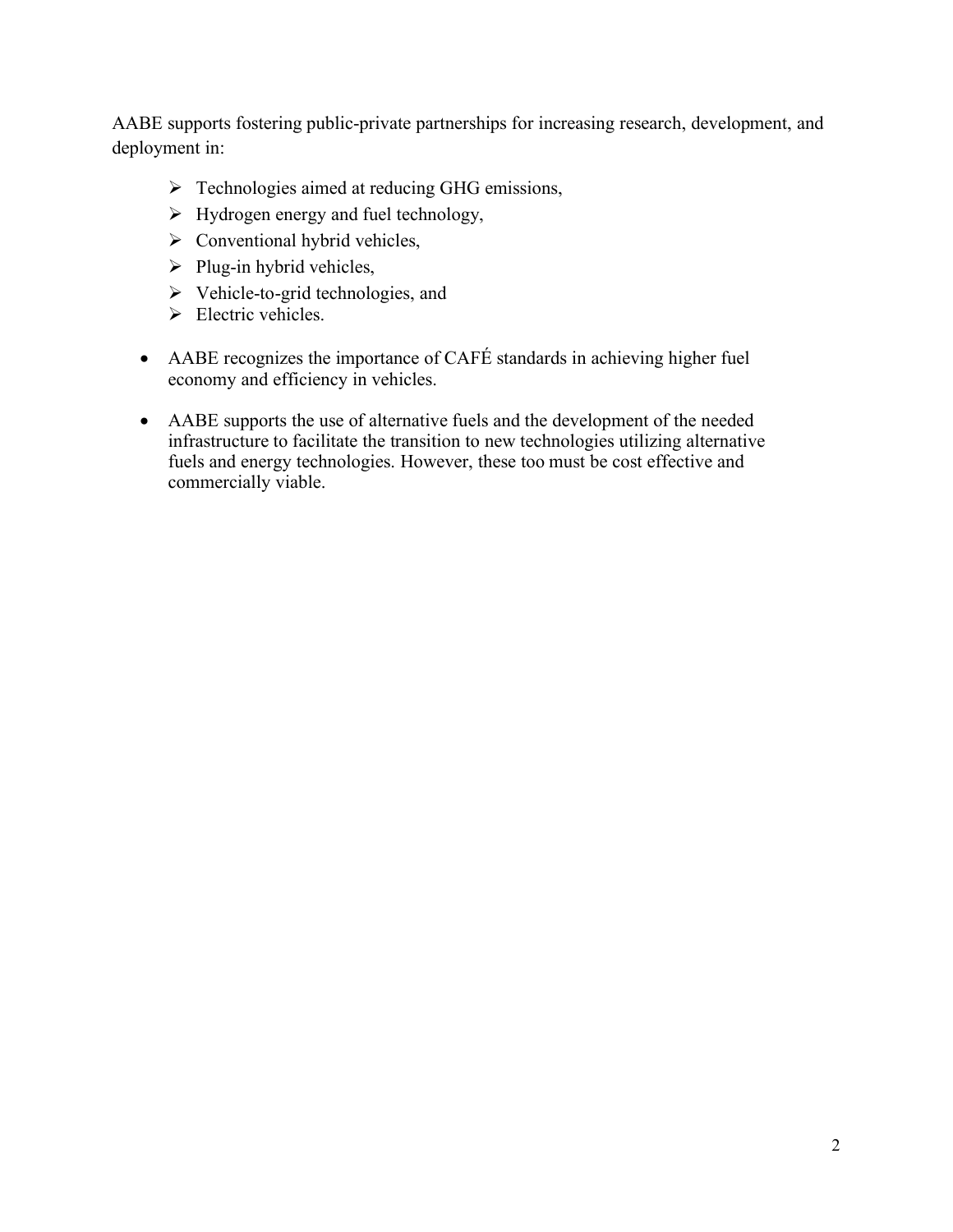AABE supports fostering public-private partnerships for increasing research, development, and deployment in:

- Technologies aimed at reducing GHG emissions,
- Hydrogen energy and fuel technology,
- Conventional hybrid vehicles,
- Plug-in hybrid vehicles,
- Vehicle-to-grid technologies, and
- Electric vehicles.

- AABE recognizes the importance of CAFÉ standards in achieving higher fuel economy and efficiency in vehicles.

- AABE supports the use of alternative fuels and the development of the needed infrastructure to facilitate the transition to new technologies utilizing alternative fuels and energy technologies. However, these too must be cost effective and commercially viable.